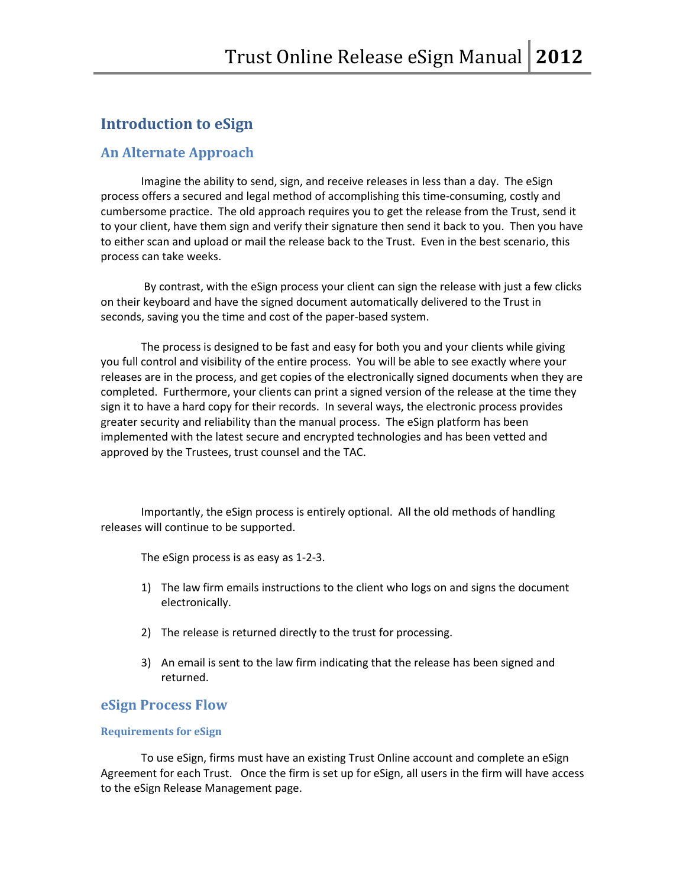# Introduction to eSign

## An Alternate Approach

Imagine the ability to send, sign, and receive releases in less than a day. The eSign process offers a secured and legal method of accomplishing this time-consuming, costly and cumbersome practice. The old approach requires you to get the release from the Trust, send it to your client, have them sign and verify their signature then send it back to you. Then you have to either scan and upload or mail the release back to the Trust. Even in the best scenario, this process can take weeks.

By contrast, with the eSign process your client can sign the release with just a few clicks on their keyboard and have the signed document automatically delivered to the Trust in seconds, saving you the time and cost of the paper-based system.

The process is designed to be fast and easy for both you and your clients while giving you full control and visibility of the entire process. You will be able to see exactly where your releases are in the process, and get copies of the electronically signed documents when they are completed. Furthermore, your clients can print a signed version of the release at the time they sign it to have a hard copy for their records. In several ways, the electronic process provides greater security and reliability than the manual process. The eSign platform has been implemented with the latest secure and encrypted technologies and has been vetted and approved by the Trustees, trust counsel and the TAC.

Importantly, the eSign process is entirely optional. All the old methods of handling releases will continue to be supported.

The eSign process is as easy as 1-2-3.

1) The law firm emails instructions to the client who logs on and signs the document electronically.

2) The release is returned directly to the trust for processing.

3) An email is sent to the law firm indicating that the release has been signed and returned.

## eSign Process Flow

### Requirements for eSign

To use eSign, firms must have an existing Trust Online account and complete an eSign Agreement for each Trust. Once the firm is set up for eSign, all users in the firm will have access to the eSign Release Management page.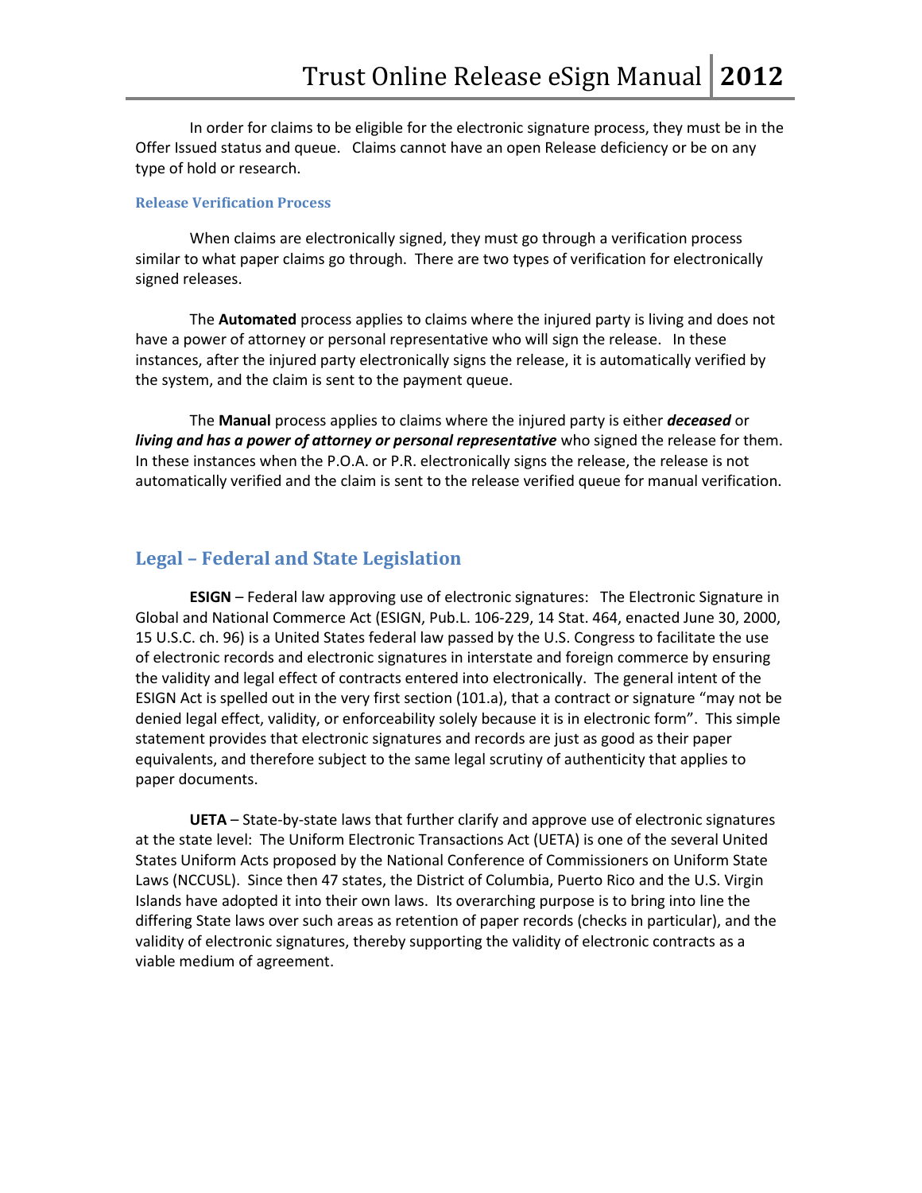In order for claims to be eligible for the electronic signature process, they must be in the Offer Issued status and queue. Claims cannot have an open Release deficiency or be on any type of hold or research.

### Release Verification Process

When claims are electronically signed, they must go through a verification process similar to what paper claims go through. There are two types of verification for electronically signed releases.

The **Automated** process applies to claims where the injured party is living and does not have a power of attorney or personal representative who will sign the release. In these instances, after the injured party electronically signs the release, it is automatically verified by the system, and the claim is sent to the payment queue.

The **Manual** process applies to claims where the injured party is either ***deceased*** or ***living and has a power of attorney or personal representative*** who signed the release for them. In these instances when the P.O.A. or P.R. electronically signs the release, the release is not automatically verified and the claim is sent to the release verified queue for manual verification.

## Legal – Federal and State Legislation

**ESIGN** – Federal law approving use of electronic signatures: The Electronic Signature in Global and National Commerce Act (ESIGN, Pub.L. 106-229, 14 Stat. 464, enacted June 30, 2000, 15 U.S.C. ch. 96) is a United States federal law passed by the U.S. Congress to facilitate the use of electronic records and electronic signatures in interstate and foreign commerce by ensuring the validity and legal effect of contracts entered into electronically. The general intent of the ESIGN Act is spelled out in the very first section (101.a), that a contract or signature "may not be denied legal effect, validity, or enforceability solely because it is in electronic form". This simple statement provides that electronic signatures and records are just as good as their paper equivalents, and therefore subject to the same legal scrutiny of authenticity that applies to paper documents.

**UETA** – State-by-state laws that further clarify and approve use of electronic signatures at the state level: The Uniform Electronic Transactions Act (UETA) is one of the several United States Uniform Acts proposed by the National Conference of Commissioners on Uniform State Laws (NCCUSL). Since then 47 states, the District of Columbia, Puerto Rico and the U.S. Virgin Islands have adopted it into their own laws. Its overarching purpose is to bring into line the differing State laws over such areas as retention of paper records (checks in particular), and the validity of electronic signatures, thereby supporting the validity of electronic contracts as a viable medium of agreement.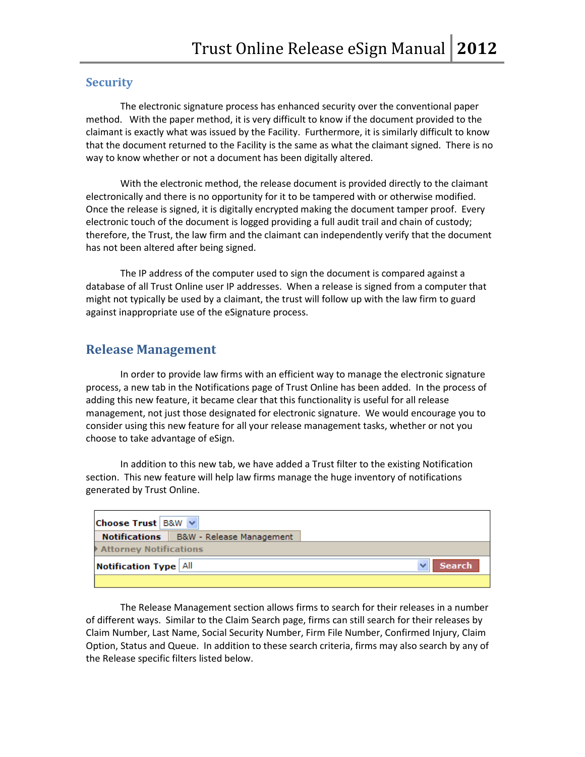## Security

The electronic signature process has enhanced security over the conventional paper method. With the paper method, it is very difficult to know if the document provided to the claimant is exactly what was issued by the Facility. Furthermore, it is similarly difficult to know that the document returned to the Facility is the same as what the claimant signed. There is no way to know whether or not a document has been digitally altered.

With the electronic method, the release document is provided directly to the claimant electronically and there is no opportunity for it to be tampered with or otherwise modified. Once the release is signed, it is digitally encrypted making the document tamper proof. Every electronic touch of the document is logged providing a full audit trail and chain of custody; therefore, the Trust, the law firm and the claimant can independently verify that the document has not been altered after being signed.

The IP address of the computer used to sign the document is compared against a database of all Trust Online user IP addresses. When a release is signed from a computer that might not typically be used by a claimant, the trust will follow up with the law firm to guard against inappropriate use of the eSignature process.

## Release Management

In order to provide law firms with an efficient way to manage the electronic signature process, a new tab in the Notifications page of Trust Online has been added. In the process of adding this new feature, it became clear that this functionality is useful for all release management, not just those designated for electronic signature. We would encourage you to consider using this new feature for all your release management tasks, whether or not you choose to take advantage of eSign.

In addition to this new tab, we have added a Trust filter to the existing Notification section. This new feature will help law firms manage the huge inventory of notifications generated by Trust Online.

**Choose Trust** B&W

**Notifications** | B&W - Release Management

Attorney Notifications

**Notification Type** All | Search

The Release Management section allows firms to search for their releases in a number of different ways. Similar to the Claim Search page, firms can still search for their releases by Claim Number, Last Name, Social Security Number, Firm File Number, Confirmed Injury, Claim Option, Status and Queue. In addition to these search criteria, firms may also search by any of the Release specific filters listed below.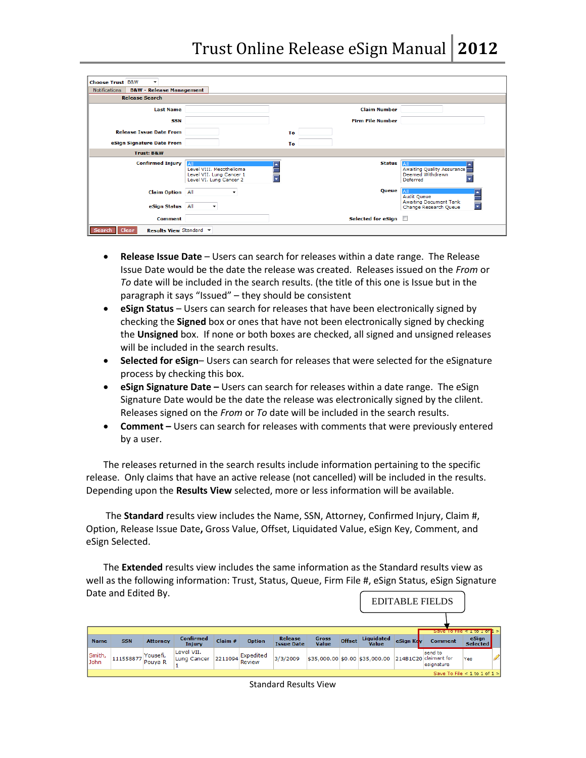| Choose Trust | B&W | | |
|---|---|---|---|
| Notifications | B&W - Release Management | | |
| **Release Search** | | | |
| Last Name | | Claim Number | |
| SSN | | Firm File Number | |
| Release Issue Date From | To | | |
| eSign Signature Date From | To | | |
| **Trust: B&W** | | | |
| Confirmed Injury | All / Level VIII. Mesothelioma / Level VII. Lung Cancer 1 / Level VI. Lung Cancer 2 | Status | All / Awaiting Quality Assurance / Deemed Withdrawn / Deferred |
| Claim Option | All | Queue | All / Audit Queue / Awaiting Document Tank / Change Research Queue |
| eSign Status | All | | |
| Comment | | Selected for eSign | |
| Search | Clear | Results View | Standard |

- **Release Issue Date** – Users can search for releases within a date range. The Release Issue Date would be the date the release was created. Releases issued on the *From* or *To* date will be included in the search results. (the title of this one is Issue but in the paragraph it says "Issued" – they should be consistent
- **eSign Status** – Users can search for releases that have been electronically signed by checking the **Signed** box or ones that have not been electronically signed by checking the **Unsigned** box. If none or both boxes are checked, all signed and unsigned releases will be included in the search results.
- **Selected for eSign**– Users can search for releases that were selected for the eSignature process by checking this box.
- **eSign Signature Date –** Users can search for releases within a date range. The eSign Signature Date would be the date the release was electronically signed by the clilent. Releases signed on the *From* or *To* date will be included in the search results.
- **Comment –** Users can search for releases with comments that were previously entered by a user.

The releases returned in the search results include information pertaining to the specific release. Only claims that have an active release (not cancelled) will be included in the results. Depending upon the **Results View** selected, more or less information will be available.

The **Standard** results view includes the Name, SSN, Attorney, Confirmed Injury, Claim #, Option, Release Issue Date**,** Gross Value, Offset, Liquidated Value, eSign Key, Comment, and eSign Selected.

The **Extended** results view includes the same information as the Standard results view as well as the following information: Trust, Status, Queue, Firm File #, eSign Status, eSign Signature Date and Edited By.

EDITABLE FIELDS

| Name | SSN | Attorney | Confirmed Injury | Claim # | Option | Release Issue Date | Gross Value | Offset | Liquidated Value | eSign Key | Comment | eSign Selected |
|---|---|---|---|---|---|---|---|---|---|---|---|---|
| Smith, John | 111558877 | Yousefi, Pouya R | Level VII. Lung Cancer 1 | 2211094 | Expedited Review | 3/3/2009 | $35,000.00 | $0.00 | $35,000.00 | 214B1C20 | send to claimant for esignature | Yes |

Save To File < 1 to 1 of 1 >

Standard Results View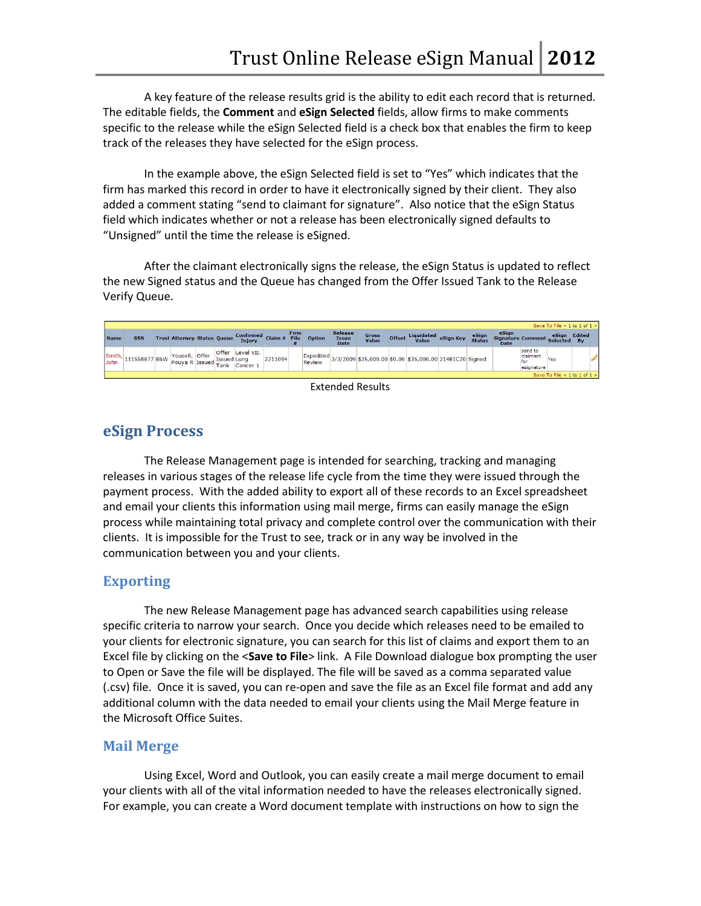A key feature of the release results grid is the ability to edit each record that is returned. The editable fields, the **Comment** and **eSign Selected** fields, allow firms to make comments specific to the release while the eSign Selected field is a check box that enables the firm to keep track of the releases they have selected for the eSign process.

In the example above, the eSign Selected field is set to "Yes" which indicates that the firm has marked this record in order to have it electronically signed by their client. They also added a comment stating "send to claimant for signature". Also notice that the eSign Status field which indicates whether or not a release has been electronically signed defaults to "Unsigned" until the time the release is eSigned.

After the claimant electronically signs the release, the eSign Status is updated to reflect the new Signed status and the Queue has changed from the Offer Issued Tank to the Release Verify Queue.

Save To File < 1 to 1 of 1 >

| Name | SSN | Trust | Attorney | Status | Queue | Confirmed Injury | Claim # | Firm File # | Option | Release Issue Date | Gross Value | Offset | Liquidated Value | eSign Key | eSign Status | eSign Signature Date | Comment | eSign Selected | Edited By |
|---|---|---|---|---|---|---|---|---|---|---|---|---|---|---|---|---|---|---|---|
| Smith, John | 111558877 | B&W | Yousefi, Pouya R | Offer Issued | Offer Issued Tank | Level VII. Lung Cancer 1 | 2211094 | | Expedited Review | 3/3/2009 | $35,000.00 | $0.00 | $35,000.00 | 214B1C20 | Signed | | send to claimant for esignature | Yes | |

Save To File < 1 to 1 of 1 >

Extended Results

## eSign Process

The Release Management page is intended for searching, tracking and managing releases in various stages of the release life cycle from the time they were issued through the payment process. With the added ability to export all of these records to an Excel spreadsheet and email your clients this information using mail merge, firms can easily manage the eSign process while maintaining total privacy and complete control over the communication with their clients. It is impossible for the Trust to see, track or in any way be involved in the communication between you and your clients.

### Exporting

The new Release Management page has advanced search capabilities using release specific criteria to narrow your search. Once you decide which releases need to be emailed to your clients for electronic signature, you can search for this list of claims and export them to an Excel file by clicking on the <**Save to File**> link. A File Download dialogue box prompting the user to Open or Save the file will be displayed. The file will be saved as a comma separated value (.csv) file. Once it is saved, you can re-open and save the file as an Excel file format and add any additional column with the data needed to email your clients using the Mail Merge feature in the Microsoft Office Suites.

### Mail Merge

Using Excel, Word and Outlook, you can easily create a mail merge document to email your clients with all of the vital information needed to have the releases electronically signed. For example, you can create a Word document template with instructions on how to sign the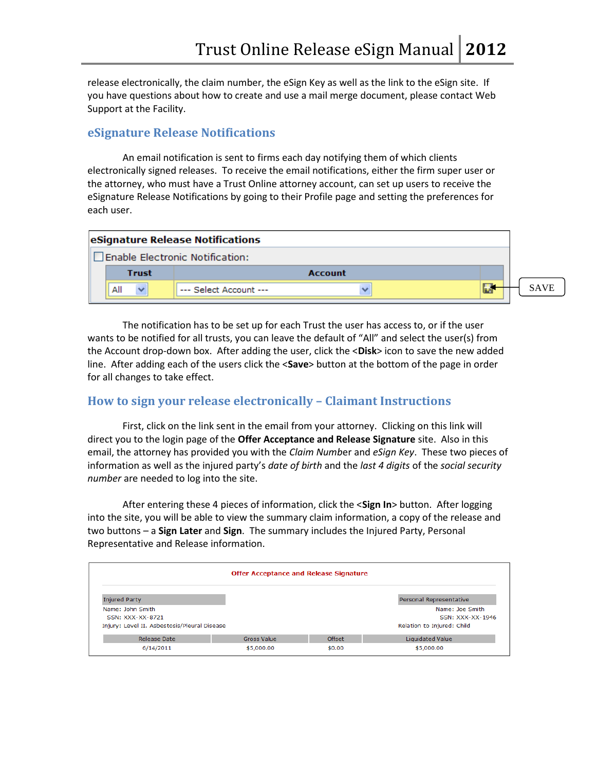release electronically, the claim number, the eSign Key as well as the link to the eSign site. If you have questions about how to create and use a mail merge document, please contact Web Support at the Facility.

## eSignature Release Notifications

An email notification is sent to firms each day notifying them of which clients electronically signed releases. To receive the email notifications, either the firm super user or the attorney, who must have a Trust Online attorney account, can set up users to receive the eSignature Release Notifications by going to their Profile page and setting the preferences for each user.

**eSignature Release Notifications**

☐ Enable Electronic Notification:

| Trust | Account | |
|---|---|---|
| All | --- Select Account --- | SAVE |

The notification has to be set up for each Trust the user has access to, or if the user wants to be notified for all trusts, you can leave the default of "All" and select the user(s) from the Account drop-down box. After adding the user, click the <**Disk**> icon to save the new added line. After adding each of the users click the <**Save**> button at the bottom of the page in order for all changes to take effect.

## How to sign your release electronically – Claimant Instructions

First, click on the link sent in the email from your attorney. Clicking on this link will direct you to the login page of the **Offer Acceptance and Release Signature** site. Also in this email, the attorney has provided you with the *Claim Number* and *eSign Key*. These two pieces of information as well as the injured party's *date of birth* and the *last 4 digits* of the *social security number* are needed to log into the site.

After entering these 4 pieces of information, click the <**Sign In**> button. After logging into the site, you will be able to view the summary claim information, a copy of the release and two buttons – a **Sign Later** and **Sign**. The summary includes the Injured Party, Personal Representative and Release information.

**Offer Acceptance and Release Signature**

| Injured Party | Personal Representative |
|---|---|
| Name: John Smith | Name: Joe Smith |
| SSN: XXX-XX-8721 | SSN: XXX-XX-1946 |
| Injury: Level II. Asbestosis/Pleural Disease | Relation to Injured: Child |

| Release Date | Gross Value | Offset | Liquidated Value |
|---|---|---|---|
| 6/14/2011 | $5,000.00 | $0.00 | $5,000.00 |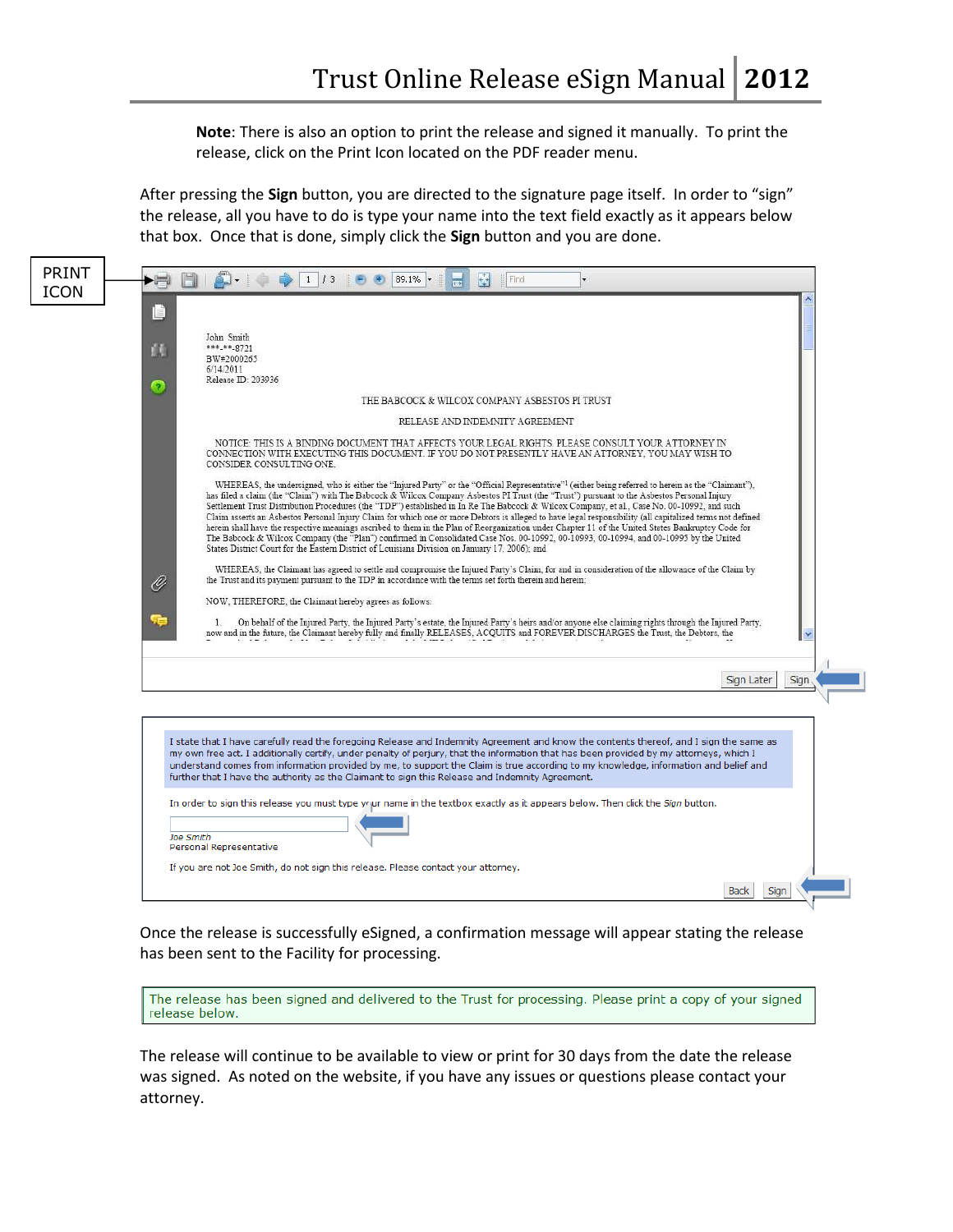**Note**: There is also an option to print the release and signed it manually. To print the release, click on the Print Icon located on the PDF reader menu.

After pressing the **Sign** button, you are directed to the signature page itself. In order to "sign" the release, all you have to do is type your name into the text field exactly as it appears below that box. Once that is done, simply click the **Sign** button and you are done.

PRINT ICON

John Smith
\*\*\*-\*\*-8721
BW#2009265
6/14/2011
Release ID: 203936

THE BABCOCK & WILCOX COMPANY ASBESTOS PI TRUST

RELEASE AND INDEMNITY AGREEMENT

NOTICE: THIS IS A BINDING DOCUMENT THAT AFFECTS YOUR LEGAL RIGHTS. PLEASE CONSULT YOUR ATTORNEY IN CONNECTION WITH EXECUTING THIS DOCUMENT. IF YOU DO NOT PRESENTLY HAVE AN ATTORNEY, YOU MAY WISH TO CONSIDER CONSULTING ONE.

WHEREAS, the undersigned, who is either the "Injured Party" or the "Official Representative"[1] (either being referred to herein as the "Claimant"), has filed a claim (the "Claim") with The Babcock & Wilcox Company Asbestos PI Trust (the "Trust") pursuant to the Asbestos Personal Injury Settlement Trust Distribution Procedures (the "TDP") established in In Re The Babcock & Wilcox Company, et al., Case No. 00-10992, and such Claim asserts an Asbestos Personal Injury Claim for which one or more Debtors is alleged to have legal responsibility (all capitalized terms not defined herein shall have the respective meanings ascribed to them in the Plan of Reorganization under Chapter 11 of the United States Bankruptcy Code for The Babcock & Wilcox Company (the "Plan") confirmed in Consolidated Case Nos. 00-10992, 00-10993, 00-10994, and 00-10995 by the United States District Court for the Eastern District of Louisiana Division on January 17, 2006); and

WHEREAS, the Claimant has agreed to settle and compromise the Injured Party's Claim, for and in consideration of the allowance of the Claim by the Trust and its payment pursuant to the TDP in accordance with the terms set forth therein and herein;

NOW, THEREFORE, the Claimant hereby agrees as follows:

1. On behalf of the Injured Party, the Injured Party's estate, the Injured Party's heirs and/or anyone else claiming rights through the Injured Party, now and in the future, the Claimant hereby fully and finally RELEASES, ACQUITS and FOREVER DISCHARGES the Trust, the Debtors, the

Sign Later | Sign

I state that I have carefully read the foregoing Release and Indemnity Agreement and know the contents thereof, and I sign the same as my own free act. I additionally certify, under penalty of perjury, that the information that has been provided by my attorneys, which I understand comes from information provided by me, to support the Claim is true according to my knowledge, information and belief and further that I have the authority as the Claimant to sign this Release and Indemnity Agreement.

In order to sign this release you must type your name in the textbox exactly as it appears below. Then click the *Sign* button.

*Joe Smith*
Personal Representative

If you are not Joe Smith, do not sign this release. Please contact your attorney.

Back | Sign

Once the release is successfully eSigned, a confirmation message will appear stating the release has been sent to the Facility for processing.

The release has been signed and delivered to the Trust for processing. Please print a copy of your signed release below.

The release will continue to be available to view or print for 30 days from the date the release was signed. As noted on the website, if you have any issues or questions please contact your attorney.